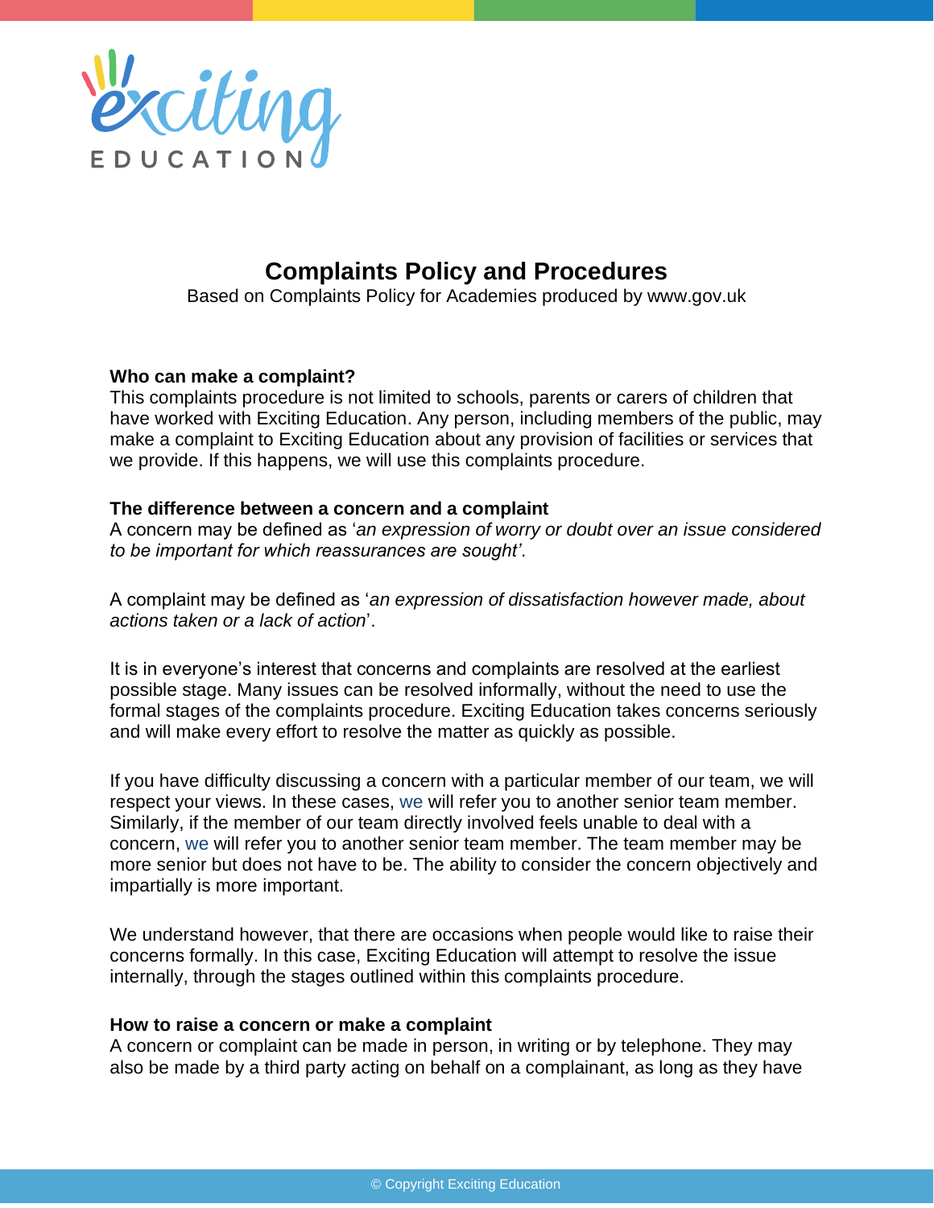# Complaints Policy and Procedures

Based on Complaints Policy for Academies produced by www.gov.uk

**Who can make a complaint?**

This complaints procedure is not limited to schools, parents or carers of children that have worked with Exciting Education. Any person, including members of the public, may make a complaint to Exciting Education about any provision of facilities or services that we provide. If this happens, we will use this complaints procedure.

**The difference between a concern and a complaint**

A concern may be defined as '*an expression of worry or doubt over an issue considered to be important for which reassurances are sought*'.

A complaint may be defined as '*an expression of dissatisfaction however made, about actions taken or a lack of action*'.

It is in everyone's interest that concerns and complaints are resolved at the earliest possible stage. Many issues can be resolved informally, without the need to use the formal stages of the complaints procedure. Exciting Education takes concerns seriously and will make every effort to resolve the matter as quickly as possible.

If you have difficulty discussing a concern with a particular member of our team, we will respect your views. In these cases, we will refer you to another senior team member. Similarly, if the member of our team directly involved feels unable to deal with a concern, we will refer you to another senior team member. The team member may be more senior but does not have to be. The ability to consider the concern objectively and impartially is more important.

We understand however, that there are occasions when people would like to raise their concerns formally. In this case, Exciting Education will attempt to resolve the issue internally, through the stages outlined within this complaints procedure.

**How to raise a concern or make a complaint**

A concern or complaint can be made in person, in writing or by telephone. They may also be made by a third party acting on behalf on a complainant, as long as they have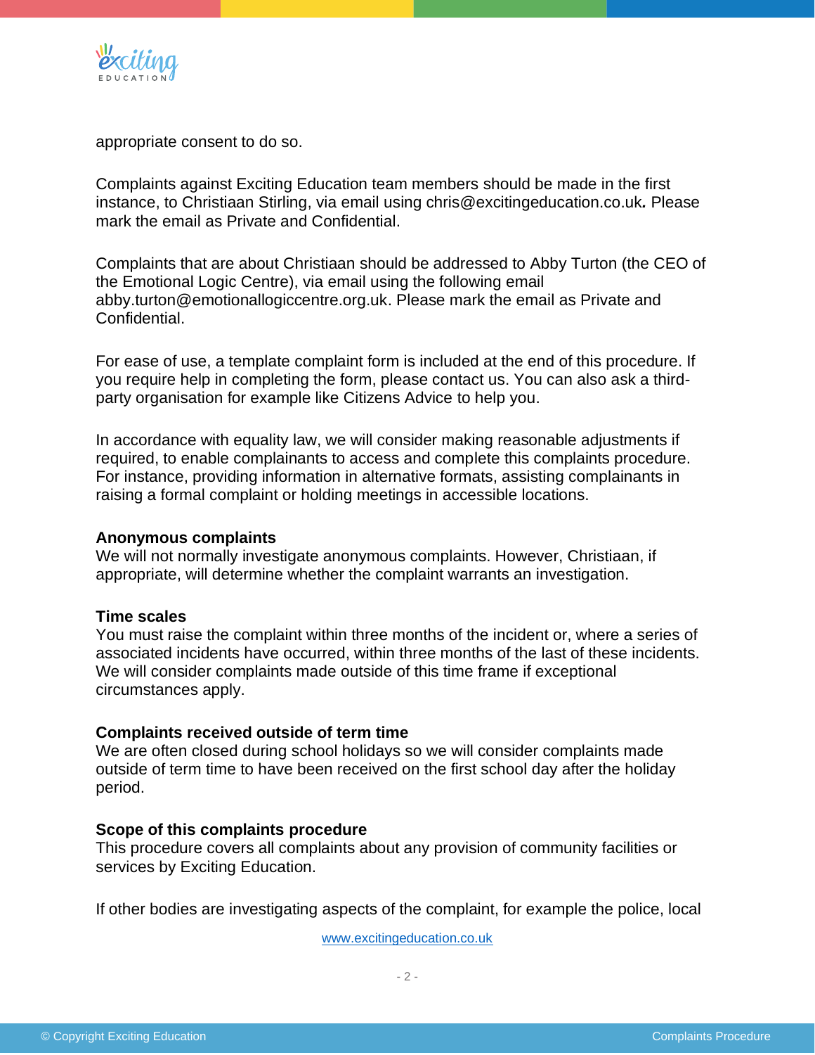appropriate consent to do so.

Complaints against Exciting Education team members should be made in the first instance, to Christiaan Stirling, via email using chris@excitingeducation.co.uk**.** Please mark the email as Private and Confidential.

Complaints that are about Christiaan should be addressed to Abby Turton (the CEO of the Emotional Logic Centre), via email using the following email abby.turton@emotionallogiccentre.org.uk. Please mark the email as Private and Confidential.

For ease of use, a template complaint form is included at the end of this procedure. If you require help in completing the form, please contact us. You can also ask a third-party organisation for example like Citizens Advice to help you.

In accordance with equality law, we will consider making reasonable adjustments if required, to enable complainants to access and complete this complaints procedure. For instance, providing information in alternative formats, assisting complainants in raising a formal complaint or holding meetings in accessible locations.

**Anonymous complaints**
We will not normally investigate anonymous complaints. However, Christiaan, if appropriate, will determine whether the complaint warrants an investigation.

**Time scales**
You must raise the complaint within three months of the incident or, where a series of associated incidents have occurred, within three months of the last of these incidents. We will consider complaints made outside of this time frame if exceptional circumstances apply.

**Complaints received outside of term time**
We are often closed during school holidays so we will consider complaints made outside of term time to have been received on the first school day after the holiday period.

**Scope of this complaints procedure**
This procedure covers all complaints about any provision of community facilities or services by Exciting Education.

If other bodies are investigating aspects of the complaint, for example the police, local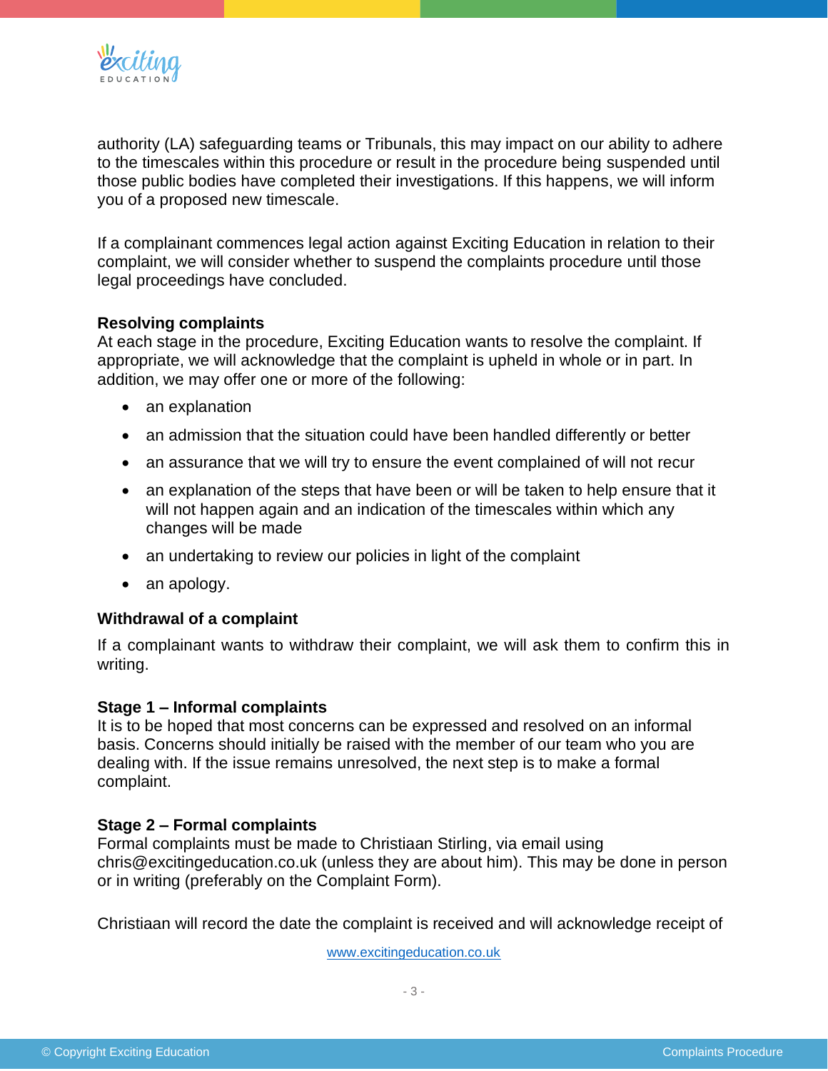authority (LA) safeguarding teams or Tribunals, this may impact on our ability to adhere to the timescales within this procedure or result in the procedure being suspended until those public bodies have completed their investigations. If this happens, we will inform you of a proposed new timescale.

If a complainant commences legal action against Exciting Education in relation to their complaint, we will consider whether to suspend the complaints procedure until those legal proceedings have concluded.

**Resolving complaints**

At each stage in the procedure, Exciting Education wants to resolve the complaint. If appropriate, we will acknowledge that the complaint is upheld in whole or in part. In addition, we may offer one or more of the following:

- an explanation
- an admission that the situation could have been handled differently or better
- an assurance that we will try to ensure the event complained of will not recur
- an explanation of the steps that have been or will be taken to help ensure that it will not happen again and an indication of the timescales within which any changes will be made
- an undertaking to review our policies in light of the complaint
- an apology.

**Withdrawal of a complaint**

If a complainant wants to withdraw their complaint, we will ask them to confirm this in writing.

**Stage 1 – Informal complaints**

It is to be hoped that most concerns can be expressed and resolved on an informal basis. Concerns should initially be raised with the member of our team who you are dealing with. If the issue remains unresolved, the next step is to make a formal complaint.

**Stage 2 – Formal complaints**

Formal complaints must be made to Christiaan Stirling, via email using chris@excitingeducation.co.uk (unless they are about him). This may be done in person or in writing (preferably on the Complaint Form).

Christiaan will record the date the complaint is received and will acknowledge receipt of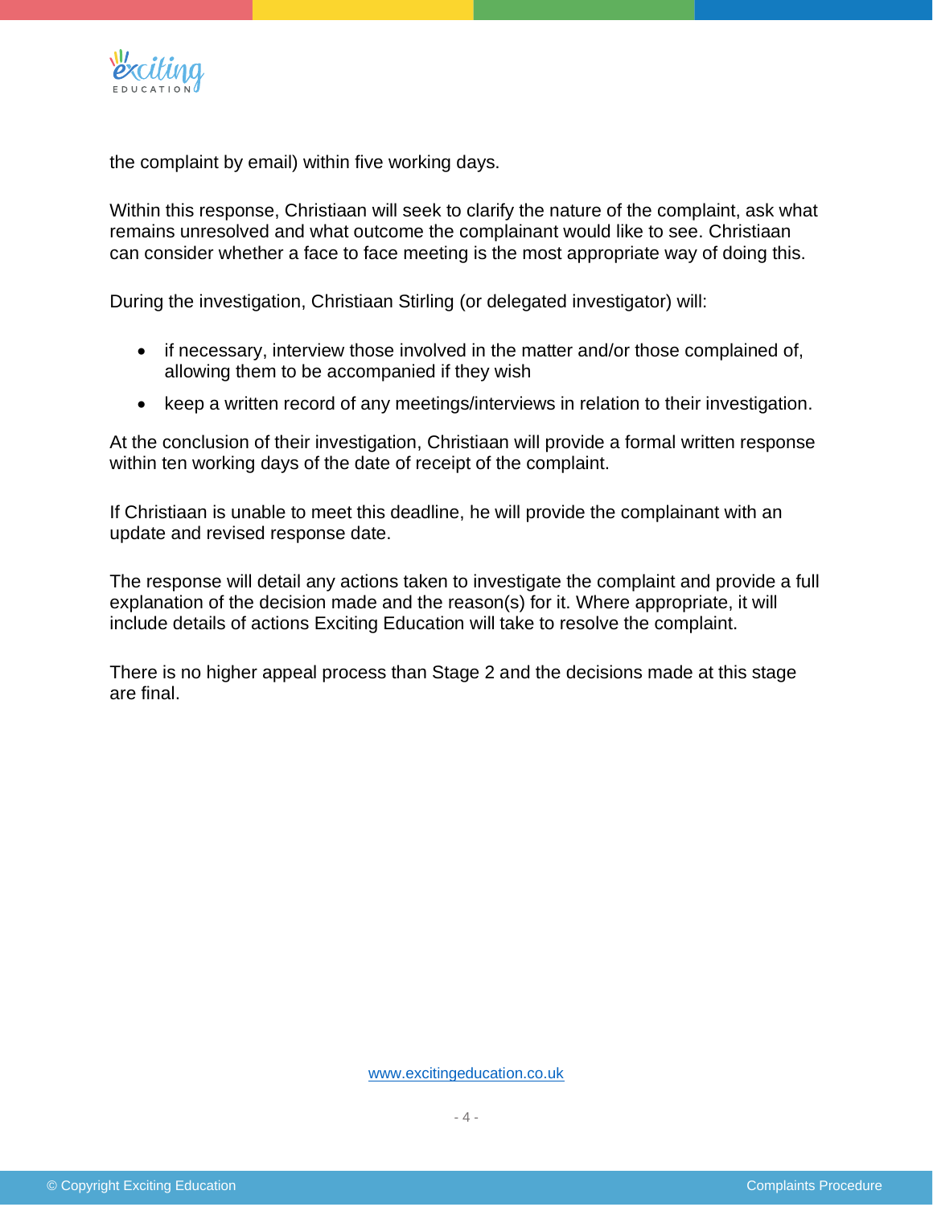the complaint by email) within five working days.

Within this response, Christiaan will seek to clarify the nature of the complaint, ask what remains unresolved and what outcome the complainant would like to see. Christiaan can consider whether a face to face meeting is the most appropriate way of doing this.

During the investigation, Christiaan Stirling (or delegated investigator) will:

- if necessary, interview those involved in the matter and/or those complained of, allowing them to be accompanied if they wish
- keep a written record of any meetings/interviews in relation to their investigation.

At the conclusion of their investigation, Christiaan will provide a formal written response within ten working days of the date of receipt of the complaint.

If Christiaan is unable to meet this deadline, he will provide the complainant with an update and revised response date.

The response will detail any actions taken to investigate the complaint and provide a full explanation of the decision made and the reason(s) for it. Where appropriate, it will include details of actions Exciting Education will take to resolve the complaint.

There is no higher appeal process than Stage 2 and the decisions made at this stage are final.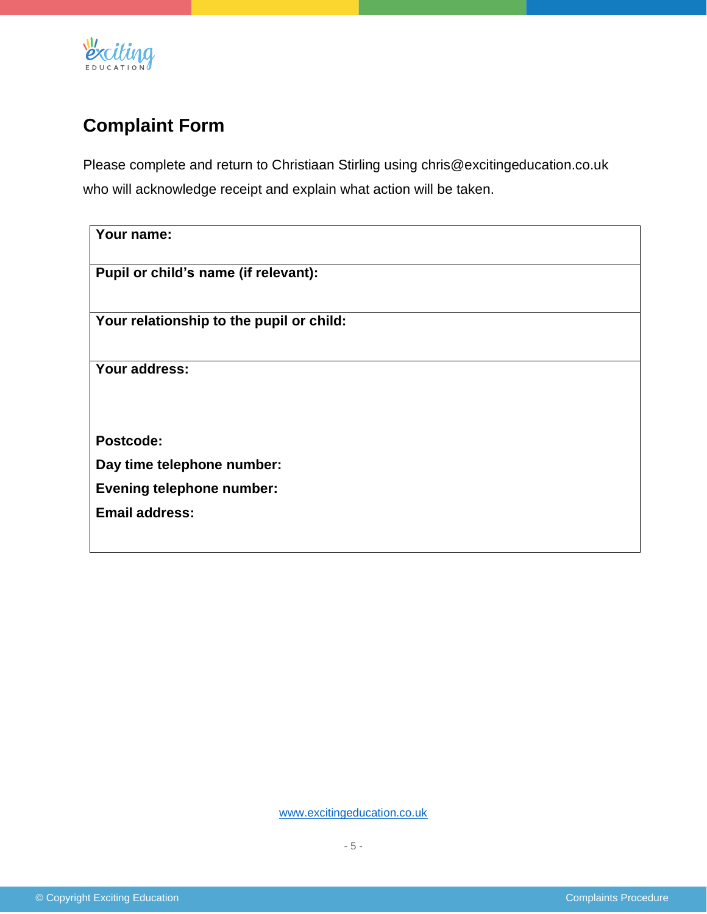## Complaint Form

Please complete and return to Christiaan Stirling using chris@excitingeducation.co.uk who will acknowledge receipt and explain what action will be taken.

| Your name: |
| --- |
| **Pupil or child's name (if relevant):** |
| **Your relationship to the pupil or child:** |
| **Your address:**<br><br><br>**Postcode:**<br>**Day time telephone number:**<br>**Evening telephone number:**<br>**Email address:** |

www.excitingeducation.co.uk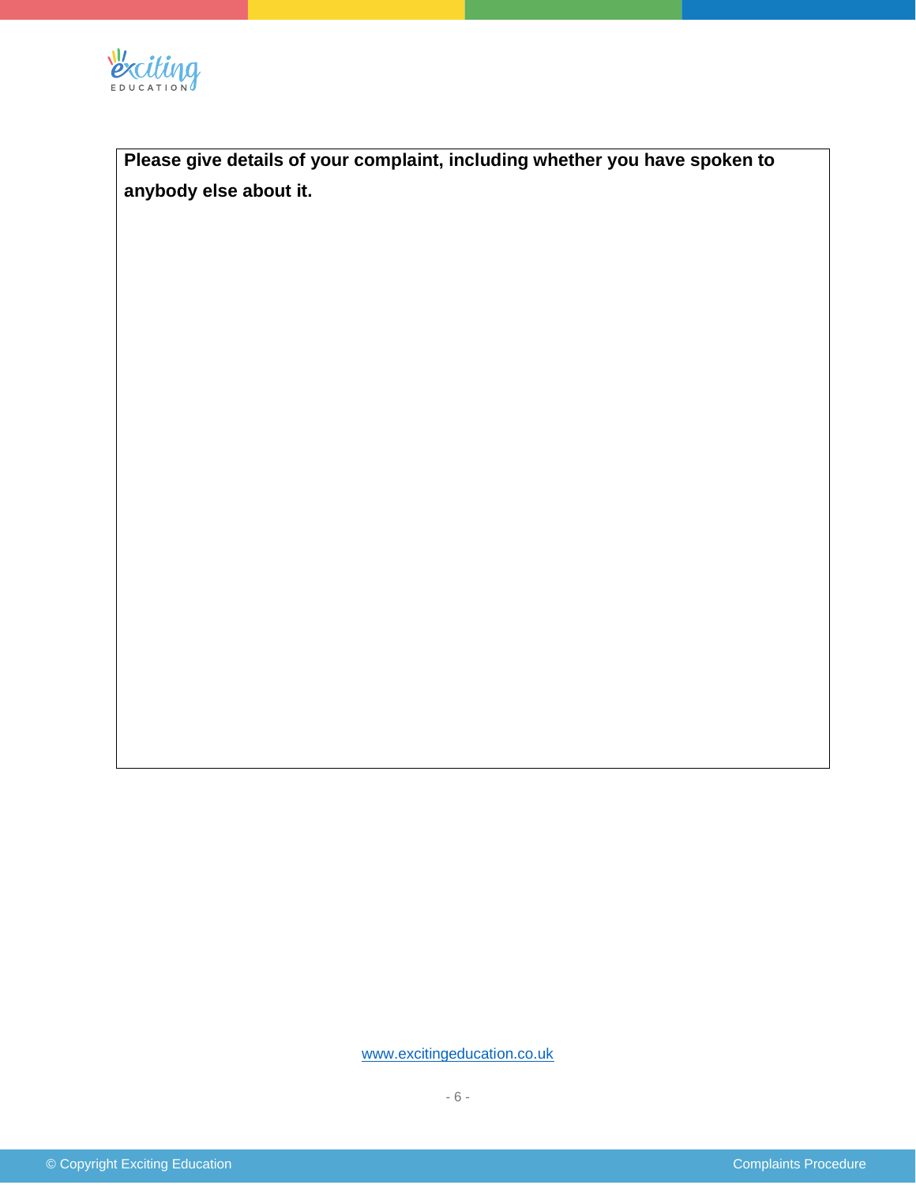**Please give details of your complaint, including whether you have spoken to anybody else about it.**

www.excitingeducation.co.uk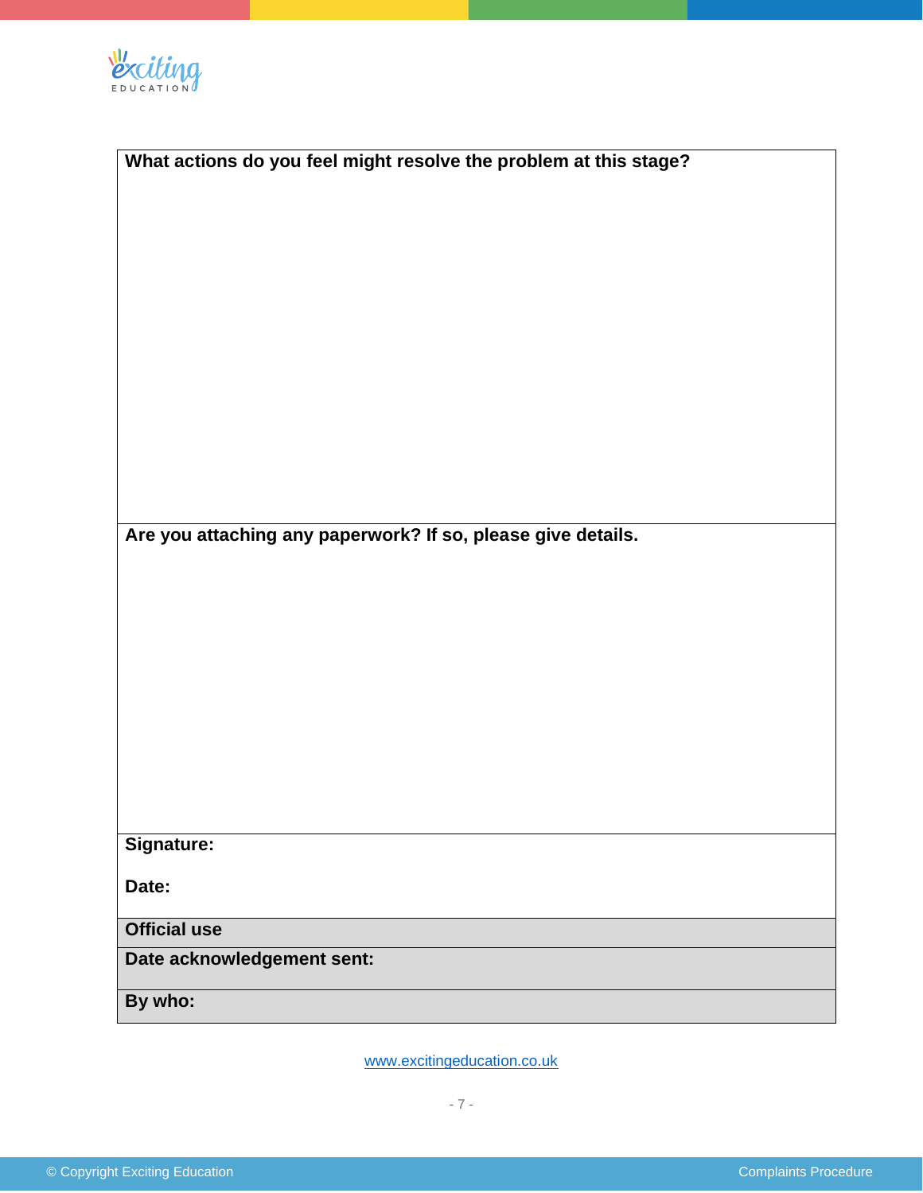| **What actions do you feel might resolve the problem at this stage?** |
| --- |
| |
| **Are you attaching any paperwork? If so, please give details.** |
| |
| **Signature:**<br><br>**Date:** |
| **Official use** |
| **Date acknowledgement sent:** |
| **By who:** |

www.excitingeducation.co.uk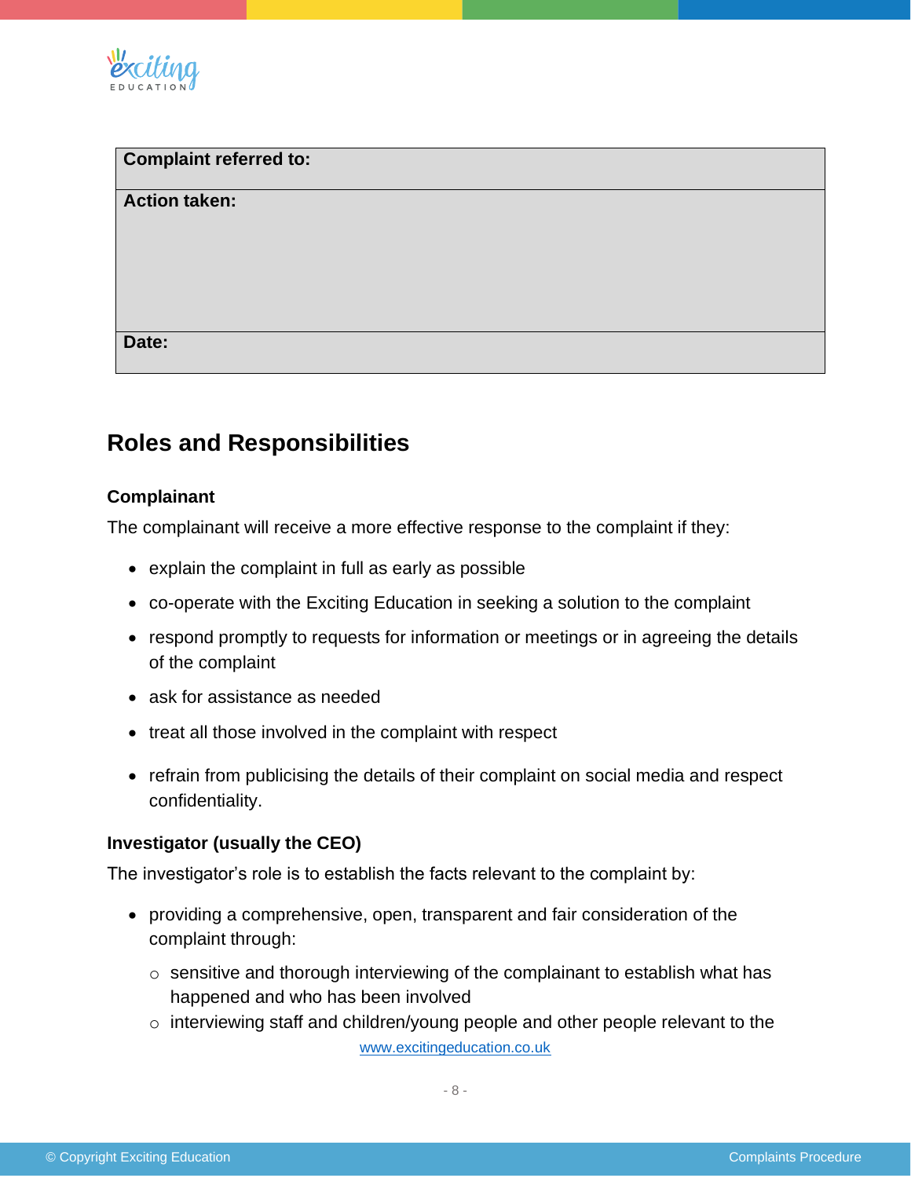| Complaint referred to: |
| --- |
| **Action taken:** |
| **Date:** |

## Roles and Responsibilities

### Complainant

The complainant will receive a more effective response to the complaint if they:

- explain the complaint in full as early as possible
- co-operate with the Exciting Education in seeking a solution to the complaint
- respond promptly to requests for information or meetings or in agreeing the details of the complaint
- ask for assistance as needed
- treat all those involved in the complaint with respect
- refrain from publicising the details of their complaint on social media and respect confidentiality.

### Investigator (usually the CEO)

The investigator's role is to establish the facts relevant to the complaint by:

- providing a comprehensive, open, transparent and fair consideration of the complaint through:
  - sensitive and thorough interviewing of the complainant to establish what has happened and who has been involved
  - interviewing staff and children/young people and other people relevant to the

www.excitingeducation.co.uk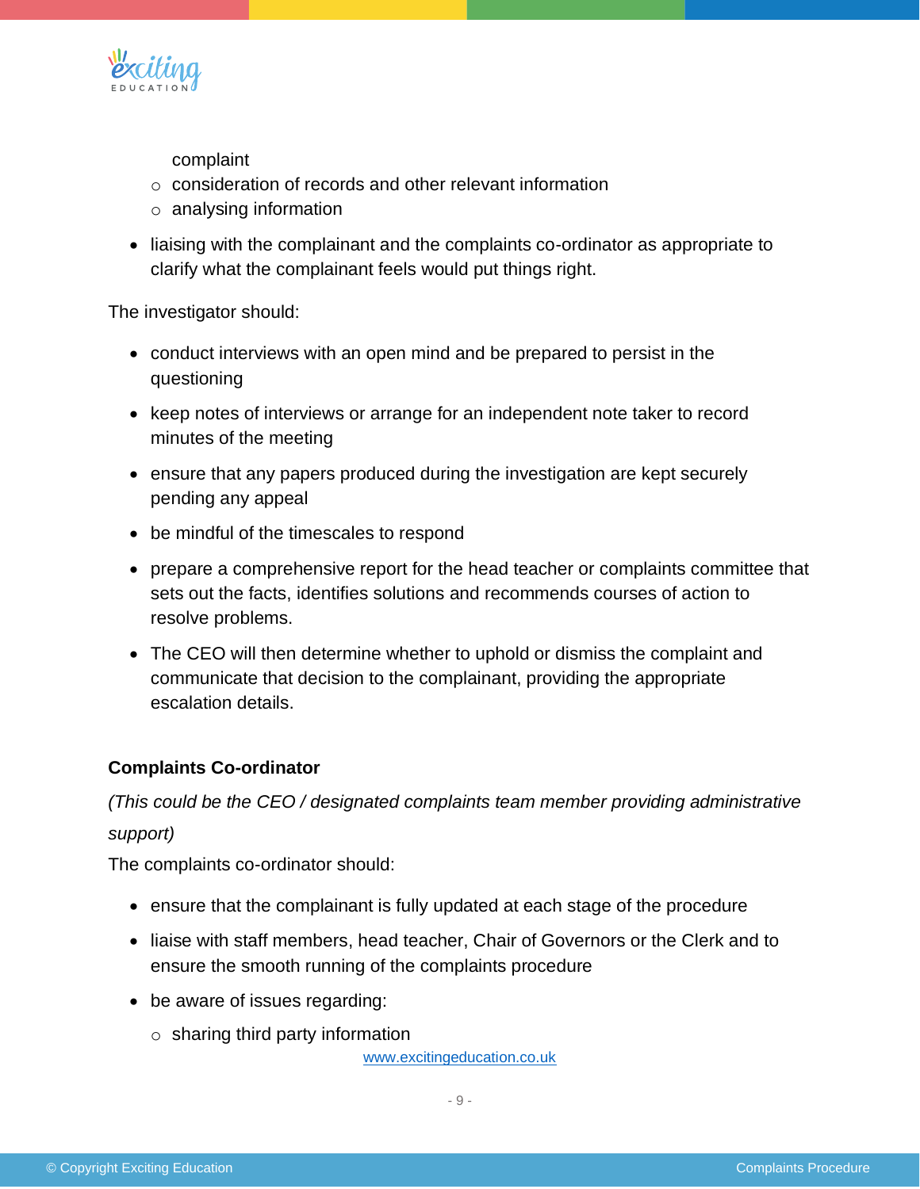complaint
    - consideration of records and other relevant information
    - analysing information

- liaising with the complainant and the complaints co-ordinator as appropriate to clarify what the complainant feels would put things right.

The investigator should:

- conduct interviews with an open mind and be prepared to persist in the questioning
- keep notes of interviews or arrange for an independent note taker to record minutes of the meeting
- ensure that any papers produced during the investigation are kept securely pending any appeal
- be mindful of the timescales to respond
- prepare a comprehensive report for the head teacher or complaints committee that sets out the facts, identifies solutions and recommends courses of action to resolve problems.
- The CEO will then determine whether to uphold or dismiss the complaint and communicate that decision to the complainant, providing the appropriate escalation details.

**Complaints Co-ordinator**

*(This could be the CEO / designated complaints team member providing administrative support)*

The complaints co-ordinator should:

- ensure that the complainant is fully updated at each stage of the procedure
- liaise with staff members, head teacher, Chair of Governors or the Clerk and to ensure the smooth running of the complaints procedure
- be aware of issues regarding:
    - sharing third party information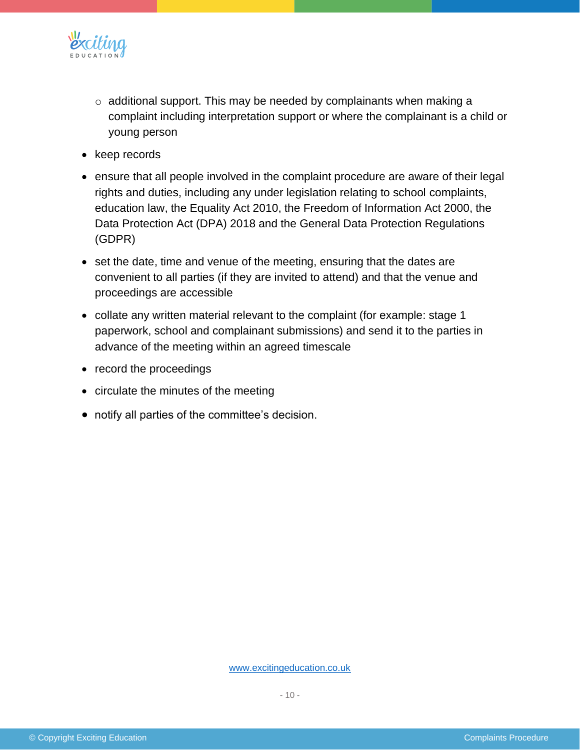- additional support. This may be needed by complainants when making a complaint including interpretation support or where the complainant is a child or young person
- keep records
- ensure that all people involved in the complaint procedure are aware of their legal rights and duties, including any under legislation relating to school complaints, education law, the Equality Act 2010, the Freedom of Information Act 2000, the Data Protection Act (DPA) 2018 and the General Data Protection Regulations (GDPR)
- set the date, time and venue of the meeting, ensuring that the dates are convenient to all parties (if they are invited to attend) and that the venue and proceedings are accessible
- collate any written material relevant to the complaint (for example: stage 1 paperwork, school and complainant submissions) and send it to the parties in advance of the meeting within an agreed timescale
- record the proceedings
- circulate the minutes of the meeting
- notify all parties of the committee's decision.